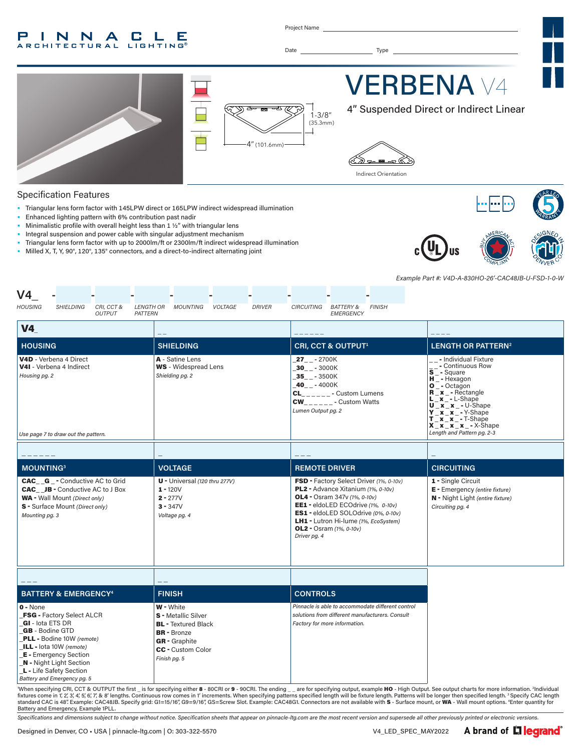PINNACLE ARCHITECTURAL LIGHTING®

Project Name ______________________

Date ______________ Type ______________

# VERBENA V4

## 4" Suspended Direct or Indirect Linear

1-3/8" (35.3mm)

4" (101.6mm)

Indirect Orientation

## Specification Features

- Triangular lens form factor with 145LPW direct or 165LPW indirect widespread illumination
- Enhanced lighting pattern with 6% contribution past nadir
- Minimalistic profile with overall height less than 1 ½" with triangular lens
- Integral suspension and power cable with singular adjustment mechanism
- Triangular lens form factor with up to 2000lm/ft or 2300lm/ft indirect widespread illumination
- Milled X, T, Y, 90°, 120°, 135° connectors, and a direct-to-indirect alternating joint

*Example Part #: V4D-A-830HO-26'-CAC48JB-U-FSD-1-0-W*

V4_ - __ - ______ - ____ - ______ - _ - ___ - _ - ___ - __

HOUSING | SHIELDING | CRI, CCT & OUTPUT | LENGTH OR PATTERN | MOUNTING | VOLTAGE | DRIVER | CIRCUITING | BATTERY & EMERGENCY | FINISH

| V4_ | _ _ | _ _ _ _ _ _ | _ _ _ _ |
|---|---|---|---|
| **HOUSING** | **SHIELDING** | **CRI, CCT & OUTPUT[1]** | **LENGTH OR PATTERN[2]** |
| **V4D** - Verbena 4 Direct<br>**V4I** - Verbena 4 Indirect<br>*Housing pg. 2*<br><br>*Use page 7 to draw out the pattern.* | **A** - Satine Lens<br>**WS** - Widespread Lens<br>*Shielding pg. 2* | _**27**_ _ - 2700K<br>_**30**_ _ - 3000K<br>_**35**_ _ - 3500K<br>_**40**_ _ - 4000K<br>**CL**_ _ _ _ _ _ - Custom Lumens<br>**CW**_ _ _ _ _ _ - Custom Watts<br>*Lumen Output pg. 2* | _ _ - Individual Fixture<br>_ _ - Continuous Row<br>**S** _ - Square<br>**H** _ - Hexagon<br>**O** _ - Octagon<br>**R** _ **x** _ - Rectangle<br>**L** _ **x** _ - L-Shape<br>**U** _ **x** _ **x** _ - U-Shape<br>**Y** _ **x** _ **x** _ - Y-Shape<br>**T** _ **x** _ **x** _ - T-Shape<br>**X** _ **x** _ **x** _ **x** _ - X-Shape<br>*Length and Pattern pg. 2-3* |

| _ _ _ _ _ _ | _ | _ _ _ | _ |
|---|---|---|---|
| **MOUNTING[3]** | **VOLTAGE** | **REMOTE DRIVER** | **CIRCUITING** |
| **CAC**_ _**G**_ - Conductive AC to Grid<br>**CAC**_ _**JB** - Conductive AC to J Box<br>**WA** - Wall Mount *(Direct only)*<br>**S** - Surface Mount *(Direct only)*<br>*Mounting pg. 3* | **U** - Universal *(120 thru 277V)*<br>**1** - 120V<br>**2** - 277V<br>**3** - 347V<br>*Voltage pg. 4* | **FSD** - Factory Select Driver *(1%, 0-10v)*<br>**PL2** - Advance Xitanium *(1%, 0-10v)*<br>**OL4** - Osram 347v *(1%, 0-10v)*<br>**EE1** - eldoLED ECOdrive *(1%, 0-10v)*<br>**ES1** - eldoLED SOLOdrive *(0%, 0-10v)*<br>**LH1** - Lutron Hi-lume *(1%, EcoSystem)*<br>**OL2** - Osram *(1%, 0-10v)*<br>*Driver pg. 4* | **1** - Single Circuit<br>**E** - Emergency *(entire fixture)*<br>**N** - Night Light *(entire fixture)*<br>*Circuiting pg. 4* |

| _ _ _ | _ _ | |
|---|---|---|
| **BATTERY & EMERGENCY[4]** | **FINISH** | **CONTROLS** |
| **0** - None<br>_**FSG** - Factory Select ALCR<br>_**GI** - Iota ETS DR<br>_**GB** - Bodine GTD<br>_**PLL** - Bodine 10W *(remote)*<br>_**ILL** - Iota 10W *(remote)*<br>_**E** - Emergency Section<br>_**N** - Night Light Section<br>_**L** - Life Safety Section<br>*Battery and Emergency pg. 5* | **W** - White<br>**S** - Metallic Silver<br>**BL** - Textured Black<br>**BR** - Bronze<br>**GR** - Graphite<br>**CC** - Custom Color<br>*Finish pg. 5* | *Pinnacle is able to accommodate different control solutions from different manufacturers. Consult Factory for more information.* |

[1]When specifying CRI, CCT & OUTPUT the first _ is for specifying either **8** - 80CRI or **9** - 90CRI. The ending _ _ are for specifying output, example **HO** - High Output. See output charts for more information. [2]Individual fixtures come in 1', 2', 3', 4', 5', 6', 7', & 8' lengths. Continuous row comes in 1' increments. When specifying patterns specified length will be fixture length. Patterns will be longer then specified length. [3]Specify CAC length standard CAC is 48". Example: CAC48JB. Specify grid: G1=15/16", G9=9/16", GS=Screw Slot. Example: CAC48G1. Connectors are not available with **S** - Surface mount, or **WA** - Wall mount options. [4]Enter quantity for Battery and Emergency, Example 1PLL.

*Specifications and dimensions subject to change without notice. Specification sheets that appear on pinnacle-ltg.com are the most recent version and supersede all other previously printed or electronic versions.*

Designed in Denver, CO • USA | pinnacle-ltg.com | O: 303-322-5570 V4_LED_SPEC_MAY2022 A brand of legrand®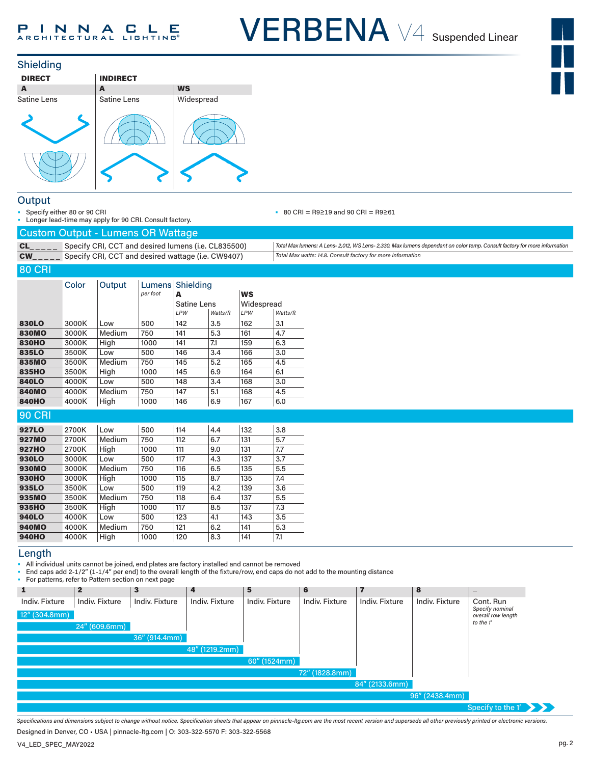# VERBENA V4 Suspended Linear

## Shielding

| DIRECT | INDIRECT | |
|---|---|---|
| **A** | **A** | **WS** |
| Satine Lens | Satine Lens | Widespread |

## Output

- Specify either 80 or 90 CRI
- Longer lead-time may apply for 90 CRI. Consult factory.
- 80 CRI = R9≥19 and 90 CRI = R9≥61

### Custom Output - Lumens OR Wattage

| | | |
|---|---|---|
| **CL_ _ _ _ _** | Specify CRI, CCT and desired lumens (i.e. CL835500) | *Total Max lumens: A Lens- 2,012, WS Lens- 2,330. Max lumens dependant on color temp. Consult factory for more information* |
| **CW_ _ _ _ _** | Specify CRI, CCT and desired wattage (i.e. CW9407) | *Total Max watts: 14.8. Consult factory for more information* |

### 80 CRI

| | Color | Output | Lumens *per foot* | Shielding **A** Satine Lens *LPW* | *Watts/ft* | **WS** Widespread *LPW* | *Watts/ft* |
|---|---|---|---|---|---|---|---|
| **830LO** | 3000K | Low | 500 | 142 | 3.5 | 162 | 3.1 |
| **830MO** | 3000K | Medium | 750 | 141 | 5.3 | 161 | 4.7 |
| **830HO** | 3000K | High | 1000 | 141 | 7.1 | 159 | 6.3 |
| **835LO** | 3500K | Low | 500 | 146 | 3.4 | 166 | 3.0 |
| **835MO** | 3500K | Medium | 750 | 145 | 5.2 | 165 | 4.5 |
| **835HO** | 3500K | High | 1000 | 145 | 6.9 | 164 | 6.1 |
| **840LO** | 4000K | Low | 500 | 148 | 3.4 | 168 | 3.0 |
| **840MO** | 4000K | Medium | 750 | 147 | 5.1 | 168 | 4.5 |
| **840HO** | 4000K | High | 1000 | 146 | 6.9 | 167 | 6.0 |

### 90 CRI

| | Color | Output | Lumens *per foot* | **A** *LPW* | *Watts/ft* | **WS** *LPW* | *Watts/ft* |
|---|---|---|---|---|---|---|---|
| **927LO** | 2700K | Low | 500 | 114 | 4.4 | 132 | 3.8 |
| **927MO** | 2700K | Medium | 750 | 112 | 6.7 | 131 | 5.7 |
| **927HO** | 2700K | High | 1000 | 111 | 9.0 | 131 | 7.7 |
| **930LO** | 3000K | Low | 500 | 117 | 4.3 | 137 | 3.7 |
| **930MO** | 3000K | Medium | 750 | 116 | 6.5 | 135 | 5.5 |
| **930HO** | 3000K | High | 1000 | 115 | 8.7 | 135 | 7.4 |
| **935LO** | 3500K | Low | 500 | 119 | 4.2 | 139 | 3.6 |
| **935MO** | 3500K | Medium | 750 | 118 | 6.4 | 137 | 5.5 |
| **935HO** | 3500K | High | 1000 | 117 | 8.5 | 137 | 7.3 |
| **940LO** | 4000K | Low | 500 | 123 | 4.1 | 143 | 3.5 |
| **940MO** | 4000K | Medium | 750 | 121 | 6.2 | 141 | 5.3 |
| **940HO** | 4000K | High | 1000 | 120 | 8.3 | 141 | 7.1 |

## Length

- All individual units cannot be joined, end plates are factory installed and cannot be removed
- End caps add 2-1/2″ (1-1/4″ per end) to the overall length of the fixture/row, end caps do not add to the mounting distance
- For patterns, refer to Pattern section on next page

| **1** | **2** | **3** | **4** | **5** | **6** | **7** | **8** | **_** |
|---|---|---|---|---|---|---|---|---|
| Indiv. Fixture | Indiv. Fixture | Indiv. Fixture | Indiv. Fixture | Indiv. Fixture | Indiv. Fixture | Indiv. Fixture | Indiv. Fixture | Cont. Run *Specify nominal overall row length to the 1′* |
| 12″ (304.8mm) | 24″ (609.6mm) | 36″ (914.4mm) | 48″ (1219.2mm) | 60″ (1524mm) | 72″ (1828.8mm) | 84″ (2133.6mm) | 96″ (2438.4mm) | Specify to the 1′ |

*Specifications and dimensions subject to change without notice. Specification sheets that appear on pinnacle-ltg.com are the most recent version and supersede all other previously printed or electronic versions.*

Designed in Denver, CO • USA | pinnacle-ltg.com | O: 303-322-5570 F: 303-322-5568

V4_LED_SPEC_MAY2022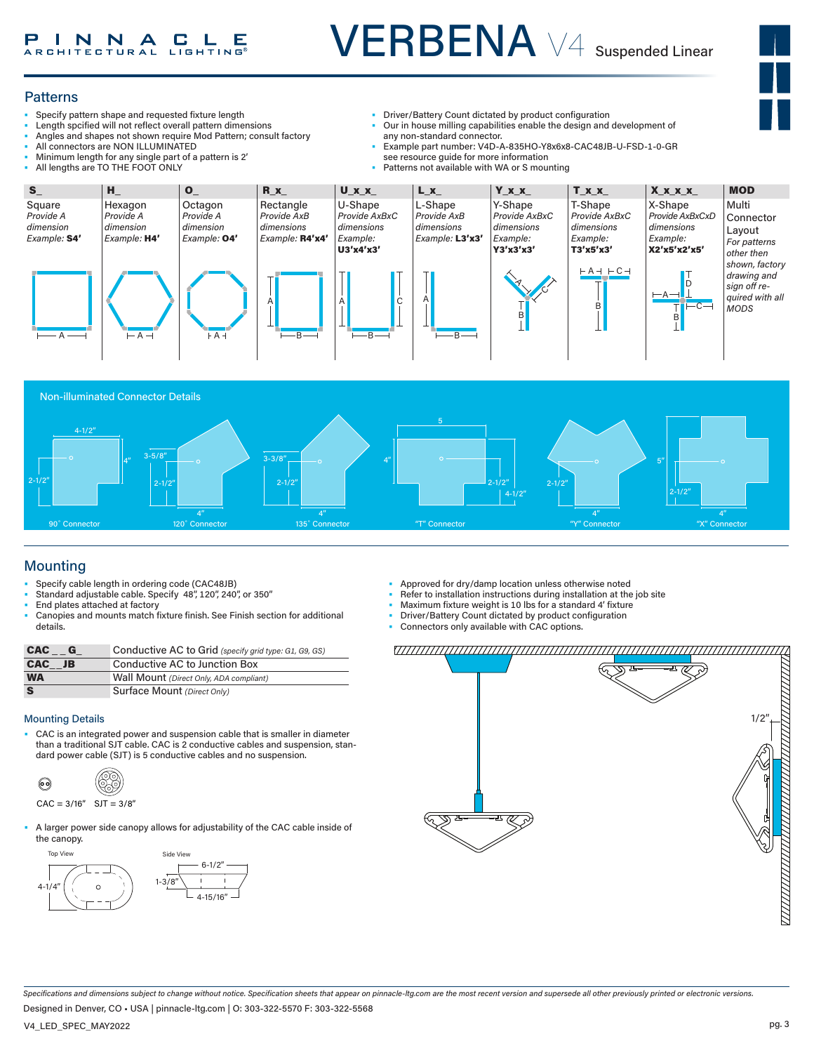# VERBENA V4 Suspended Linear

## Patterns

- Specify pattern shape and requested fixture length
- Length spcified will not reflect overall pattern dimensions
- Angles and shapes not shown require Mod Pattern; consult factory
- All connectors are NON ILLUMINATED
- Minimum length for any single part of a pattern is 2'
- All lengths are TO THE FOOT ONLY
- Driver/Battery Count dictated by product configuration
- Our in house milling capabilities enable the design and development of any non-standard connector.
- Example part number: V4D-A-835HO-Y8x6x8-CAC48JB-U-FSD-1-0-GR see resource guide for more information
- Patterns not available with WA or S mounting

| S_ | H_ | O_ | R_x_ | U_x_x_ | L_x_ | Y_x_x_ | T_x_x_ | X_x_x_x_ | MOD |
|---|---|---|---|---|---|---|---|---|---|
| Square *Provide A dimension Example:* **S4'** | Hexagon *Provide A dimension Example:* **H4'** | Octagon *Provide A dimension Example:* **O4'** | Rectangle *Provide AxB dimensions Example:* **R4'x4'** | U-Shape *Provide AxBxC dimensions Example:* **U3'x4'x3'** | L-Shape *Provide AxB dimensions Example:* **L3'x3'** | Y-Shape *Provide AxBxC dimensions Example:* **Y3'x3'x3'** | T-Shape *Provide AxBxC dimensions Example:* **T3'x5'x3'** | X-Shape *Provide AxBxCxD dimensions Example:* **X2'x5'x2'x5'** | Multi Connector Layout *For patterns other then shown, factory drawing and sign off required with all MODS* |

### Non-illuminated Connector Details

90° Connector (4-1/2", 4", 2-1/2") · 120° Connector (3-5/8", 2-1/2", 4") · 135° Connector (3-3/8", 2-1/2", 4") · "T" Connector (5, 4", 2-1/2", 4-1/2") · "Y" Connector (2-1/2", 4") · "X" Connector (5", 2-1/2", 4")

## Mounting

- Specify cable length in ordering code (CAC48JB)
- Standard adjustable cable. Specify 48", 120", 240", or 350"
- End plates attached at factory
- Canopies and mounts match fixture finish. See Finish section for additional details.
- Approved for dry/damp location unless otherwise noted
- Refer to installation instructions during installation at the job site
- Maximum fixture weight is 10 lbs for a standard 4' fixture
- Driver/Battery Count dictated by product configuration
- Connectors only available with CAC options.

| Code | Description |
|---|---|
| **CAC _ _ G_** | Conductive AC to Grid *(specify grid type: G1, G9, GS)* |
| **CAC__JB** | Conductive AC to Junction Box |
| **WA** | Wall Mount *(Direct Only, ADA compliant)* |
| **S** | Surface Mount *(Direct Only)* |

### Mounting Details

- CAC is an integrated power and suspension cable that is smaller in diameter than a traditional SJT cable. CAC is 2 conductive cables and suspension, standard power cable (SJT) is 5 conductive cables and no suspension.

CAC = 3/16" SJT = 3/8"

- A larger power side canopy allows for adjustability of the CAC cable inside of the canopy.

Top View: 4-1/4"
Side View: 6-1/2", 1-3/8", 4-15/16"

1/2"

*Specifications and dimensions subject to change without notice. Specification sheets that appear on pinnacle-ltg.com are the most recent version and supersede all other previously printed or electronic versions.*

Designed in Denver, CO • USA | pinnacle-ltg.com | O: 303-322-5570 F: 303-322-5568

V4_LED_SPEC_MAY2022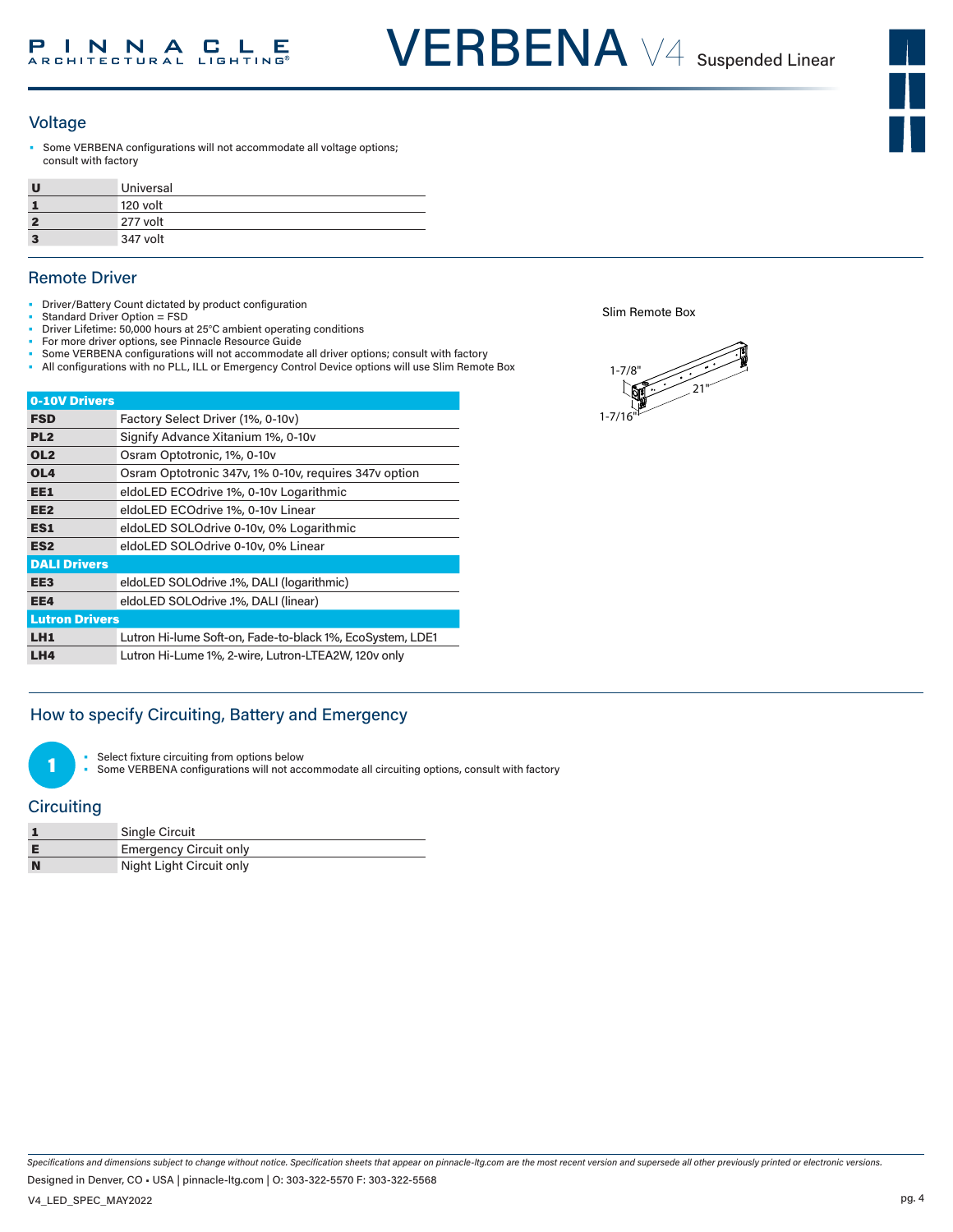## Voltage

- Some VERBENA configurations will not accommodate all voltage options; consult with factory

| | |
|---|---|
| **U** | Universal |
| **1** | 120 volt |
| **2** | 277 volt |
| **3** | 347 volt |

## Remote Driver

- Driver/Battery Count dictated by product configuration
- Standard Driver Option = FSD
- Driver Lifetime: 50,000 hours at 25°C ambient operating conditions
- For more driver options, see Pinnacle Resource Guide
- Some VERBENA configurations will not accommodate all driver options; consult with factory
- All configurations with no PLL, ILL or Emergency Control Device options will use Slim Remote Box

| **0-10V Drivers** | |
|---|---|
| **FSD** | Factory Select Driver (1%, 0-10v) |
| **PL2** | Signify Advance Xitanium 1%, 0-10v |
| **OL2** | Osram Optotronic, 1%, 0-10v |
| **OL4** | Osram Optotronic 347v, 1% 0-10v, requires 347v option |
| **EE1** | eldoLED ECOdrive 1%, 0-10v Logarithmic |
| **EE2** | eldoLED ECOdrive 1%, 0-10v Linear |
| **ES1** | eldoLED SOLOdrive 0-10v, 0% Logarithmic |
| **ES2** | eldoLED SOLOdrive 0-10v, 0% Linear |
| **DALI Drivers** | |
| **EE3** | eldoLED SOLOdrive .1%, DALI (logarithmic) |
| **EE4** | eldoLED SOLOdrive .1%, DALI (linear) |
| **Lutron Drivers** | |
| **LH1** | Lutron Hi-lume Soft-on, Fade-to-black 1%, EcoSystem, LDE1 |
| **LH4** | Lutron Hi-Lume 1%, 2-wire, Lutron-LTEA2W, 120v only |

Slim Remote Box

1-7/8"
21"
1-7/16"

## How to specify Circuiting, Battery and Emergency

**1**

- Select fixture circuiting from options below
- Some VERBENA configurations will not accommodate all circuiting options, consult with factory

## Circuiting

| | |
|---|---|
| **1** | Single Circuit |
| **E** | Emergency Circuit only |
| **N** | Night Light Circuit only |

*Specifications and dimensions subject to change without notice. Specification sheets that appear on pinnacle-ltg.com are the most recent version and supersede all other previously printed or electronic versions.*

Designed in Denver, CO • USA | pinnacle-ltg.com | O: 303-322-5570 F: 303-322-5568

V4_LED_SPEC_MAY2022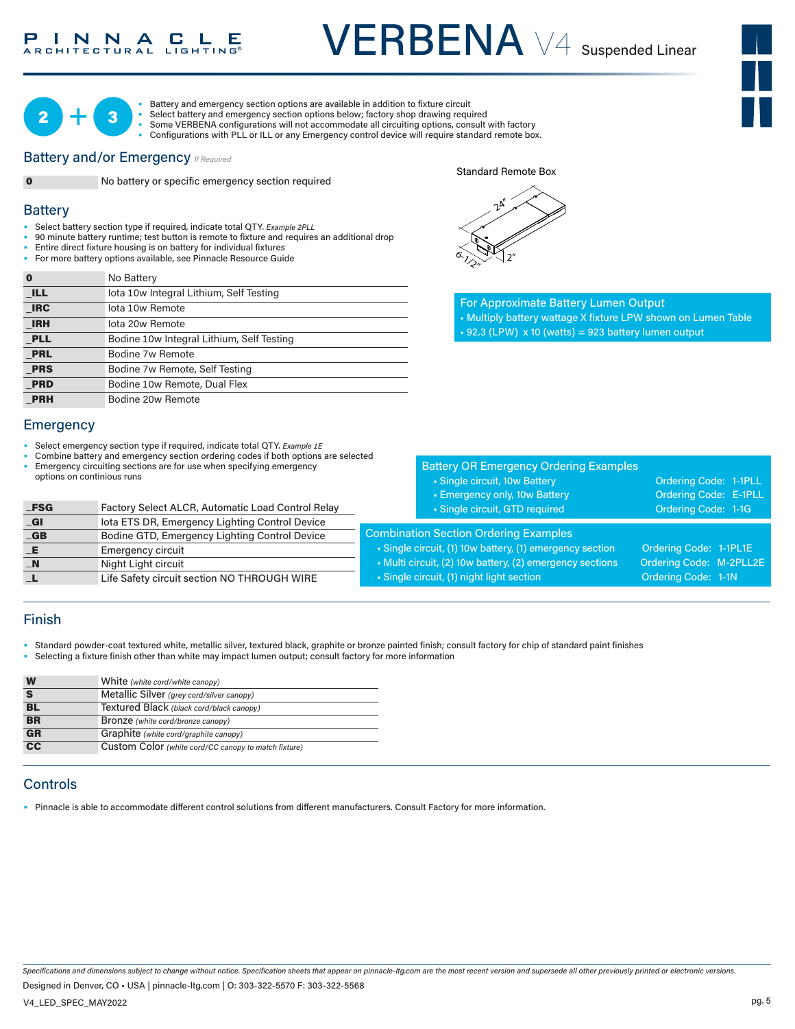# VERBENA V4 Suspended Linear

**2 + 3**

- Battery and emergency section options are available in addition to fixture circuit
- Select battery and emergency section options below; factory shop drawing required
- Some VERBENA configurations will not accommodate all circuiting options, consult with factory
- Configurations with PLL or ILL or any Emergency control device will require standard remote box.

## Battery and/or Emergency *If Required*

| | |
|---|---|
| **0** | No battery or specific emergency section required |

Standard Remote Box

24" · 6-1/2" · 2"

## Battery

- Select battery section type if required, indicate total QTY. *Example 2PLL*
- 90 minute battery runtime; test button is remote to fixture and requires an additional drop
- Entire direct fixture housing is on battery for individual fixtures
- For more battery options available, see Pinnacle Resource Guide

| | |
|---|---|
| **0** | No Battery |
| **_ILL** | Iota 10w Integral Lithium, Self Testing |
| **_IRC** | Iota 10w Remote |
| **_IRH** | Iota 20w Remote |
| **_PLL** | Bodine 10w Integral Lithium, Self Testing |
| **_PRL** | Bodine 7w Remote |
| **_PRS** | Bodine 7w Remote, Self Testing |
| **_PRD** | Bodine 10w Remote, Dual Flex |
| **_PRH** | Bodine 20w Remote |

**For Approximate Battery Lumen Output**

- Multiply battery wattage X fixture LPW shown on Lumen Table
- 92.3 (LPW) x 10 (watts) = 923 battery lumen output

## Emergency

- Select emergency section type if required, indicate total QTY. *Example 1E*
- Combine battery and emergency section ordering codes if both options are selected
- Emergency circuiting sections are for use when specifying emergency options on continious runs

| | |
|---|---|
| **_FSG** | Factory Select ALCR, Automatic Load Control Relay |
| **_GI** | Iota ETS DR, Emergency Lighting Control Device |
| **_GB** | Bodine GTD, Emergency Lighting Control Device |
| **_E** | Emergency circuit |
| **_N** | Night Light circuit |
| **_L** | Life Safety circuit section NO THROUGH WIRE |

**Battery OR Emergency Ordering Examples**

| | |
|---|---|
| Single circuit, 10w Battery | Ordering Code: 1-1PLL |
| Emergency only, 10w Battery | Ordering Code: E-1PLL |
| Single circuit, GTD required | Ordering Code: 1-1G |

**Combination Section Ordering Examples**

| | |
|---|---|
| Single circuit, (1) 10w battery, (1) emergency section | Ordering Code: 1-1PL1E |
| Multi circuit, (2) 10w battery, (2) emergency sections | Ordering Code: M-2PLL2E |
| Single circuit, (1) night light section | Ordering Code: 1-1N |

## Finish

- Standard powder-coat textured white, metallic silver, textured black, graphite or bronze painted finish; consult factory for chip of standard paint finishes
- Selecting a fixture finish other than white may impact lumen output; consult factory for more information

| | |
|---|---|
| **W** | White *(white cord/white canopy)* |
| **S** | Metallic Silver *(grey cord/silver canopy)* |
| **BL** | Textured Black *(black cord/black canopy)* |
| **BR** | Bronze *(white cord/bronze canopy)* |
| **GR** | Graphite *(white cord/graphite canopy)* |
| **CC** | Custom Color *(white cord/CC canopy to match fixture)* |

## Controls

- Pinnacle is able to accommodate different control solutions from different manufacturers. Consult Factory for more information.

*Specifications and dimensions subject to change without notice. Specification sheets that appear on pinnacle-ltg.com are the most recent version and supersede all other previously printed or electronic versions.*

Designed in Denver, CO • USA | pinnacle-ltg.com | O: 303-322-5570 F: 303-322-5568

V4_LED_SPEC_MAY2022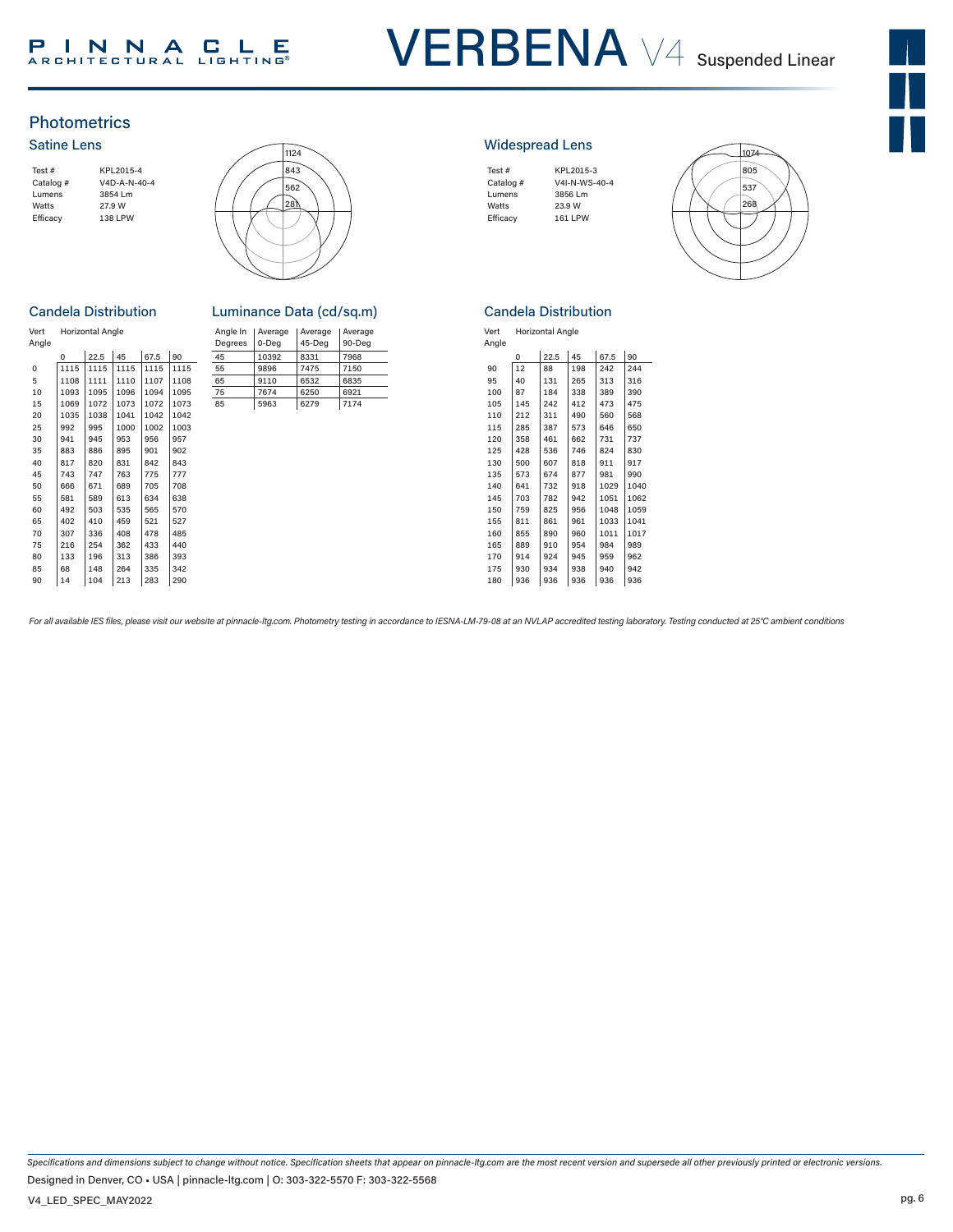## Photometrics

### Satine Lens

| Test # | KPL2015-4 |
|---|---|
| Catalog # | V4D-A-N-40-4 |
| Lumens | 3854 Lm |
| Watts | 27.9 W |
| Efficacy | 138 LPW |

### Candela Distribution

| Vert Angle | Horizontal Angle | | | | |
|---|---|---|---|---|---|
| | 0 | 22.5 | 45 | 67.5 | 90 |
| 0 | 1115 | 1115 | 1115 | 1115 | 1115 |
| 5 | 1108 | 1111 | 1110 | 1107 | 1108 |
| 10 | 1093 | 1095 | 1096 | 1094 | 1095 |
| 15 | 1069 | 1072 | 1073 | 1072 | 1073 |
| 20 | 1035 | 1038 | 1041 | 1042 | 1042 |
| 25 | 992 | 995 | 1000 | 1002 | 1003 |
| 30 | 941 | 945 | 953 | 956 | 957 |
| 35 | 883 | 886 | 895 | 901 | 902 |
| 40 | 817 | 820 | 831 | 842 | 843 |
| 45 | 743 | 747 | 763 | 775 | 777 |
| 50 | 666 | 671 | 689 | 705 | 708 |
| 55 | 581 | 589 | 613 | 634 | 638 |
| 60 | 492 | 503 | 535 | 565 | 570 |
| 65 | 402 | 410 | 459 | 521 | 527 |
| 70 | 307 | 336 | 408 | 478 | 485 |
| 75 | 216 | 254 | 362 | 433 | 440 |
| 80 | 133 | 196 | 313 | 386 | 393 |
| 85 | 68 | 148 | 264 | 335 | 342 |
| 90 | 14 | 104 | 213 | 283 | 290 |

### Luminance Data (cd/sq.m)

| Angle In Degrees | Average 0-Deg | Average 45-Deg | Average 90-Deg |
|---|---|---|---|
| 45 | 10392 | 8331 | 7968 |
| 55 | 9896 | 7475 | 7150 |
| 65 | 9110 | 6532 | 6835 |
| 75 | 7674 | 6250 | 6921 |
| 85 | 5963 | 6279 | 7174 |

### Widespread Lens

| Test # | KPL2015-3 |
|---|---|
| Catalog # | V4I-N-WS-40-4 |
| Lumens | 3856 Lm |
| Watts | 23.9 W |
| Efficacy | 161 LPW |

### Candela Distribution

| Vert Angle | Horizontal Angle | | | | |
|---|---|---|---|---|---|
| | 0 | 22.5 | 45 | 67.5 | 90 |
| 90 | 12 | 88 | 198 | 242 | 244 |
| 95 | 40 | 131 | 265 | 313 | 316 |
| 100 | 87 | 184 | 338 | 389 | 390 |
| 105 | 145 | 242 | 412 | 473 | 475 |
| 110 | 212 | 311 | 490 | 560 | 568 |
| 115 | 285 | 387 | 573 | 646 | 650 |
| 120 | 358 | 461 | 662 | 731 | 737 |
| 125 | 428 | 536 | 746 | 824 | 830 |
| 130 | 500 | 607 | 818 | 911 | 917 |
| 135 | 573 | 674 | 877 | 981 | 990 |
| 140 | 641 | 732 | 918 | 1029 | 1040 |
| 145 | 703 | 782 | 942 | 1051 | 1062 |
| 150 | 759 | 825 | 956 | 1048 | 1059 |
| 155 | 811 | 861 | 961 | 1033 | 1041 |
| 160 | 855 | 890 | 960 | 1011 | 1017 |
| 165 | 889 | 910 | 954 | 984 | 989 |
| 170 | 914 | 924 | 945 | 959 | 962 |
| 175 | 930 | 934 | 938 | 940 | 942 |
| 180 | 936 | 936 | 936 | 936 | 936 |

*For all available IES files, please visit our website at pinnacle-ltg.com. Photometry testing in accordance to IESNA-LM-79-08 at an NVLAP accredited testing laboratory. Testing conducted at 25°C ambient conditions*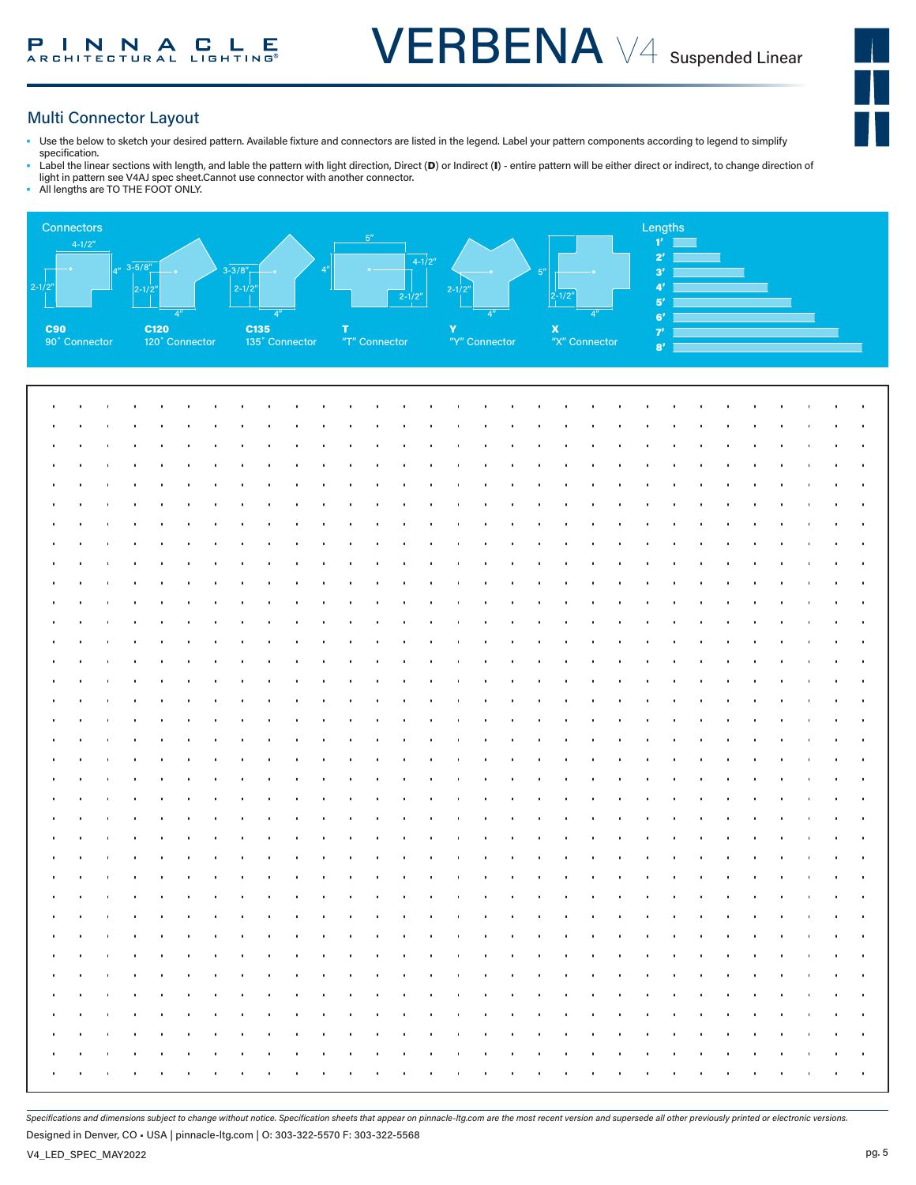# VERBENA V4 Suspended Linear

## Multi Connector Layout

- Use the below to sketch your desired pattern. Available fixture and connectors are listed in the legend. Label your pattern components according to legend to simplify specification.
- Label the linear sections with length, and lable the pattern with light direction, Direct (**D**) or Indirect (**I**) - entire pattern will be either direct or indirect, to change direction of light in pattern see V4AJ spec sheet.Cannot use connector with another connector.
- All lengths are TO THE FOOT ONLY.

### Connectors

**C90** 90˚ Connector (4-1/2", 4", 2-1/2")

**C120** 120˚ Connector (3-5/8", 2-1/2", 4")

**C135** 135˚ Connector (3-3/8", 2-1/2", 4")

**T** "T" Connector (5", 4-1/2", 4", 2-1/2")

**Y** "Y" Connector (2-1/2", 4")

**X** "X" Connector (5", 2-1/2", 4")

### Lengths

**1'** **2'** **3'** **4'** **5'** **6'** **7'** **8'**

*Specifications and dimensions subject to change without notice. Specification sheets that appear on pinnacle-ltg.com are the most recent version and supersede all other previously printed or electronic versions.*

Designed in Denver, CO • USA | pinnacle-ltg.com | O: 303-322-5570 F: 303-322-5568

V4_LED_SPEC_MAY2022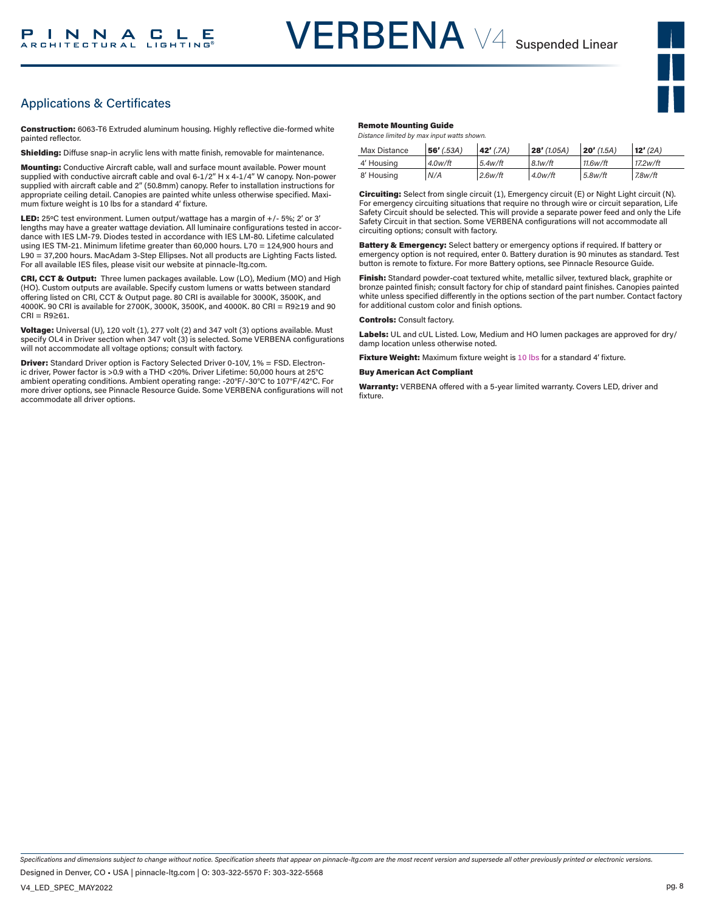## Applications & Certificates

**Construction:** 6063-T6 Extruded aluminum housing. Highly reflective die-formed white painted reflector.

**Shielding:** Diffuse snap-in acrylic lens with matte finish, removable for maintenance.

**Mounting:** Conductive Aircraft cable, wall and surface mount available. Power mount supplied with conductive aircraft cable and oval 6-1/2" H x 4-1/4" W canopy. Non-power supplied with aircraft cable and 2" (50.8mm) canopy. Refer to installation instructions for appropriate ceiling detail. Canopies are painted white unless otherwise specified. Maximum fixture weight is 10 lbs for a standard 4' fixture.

**LED:** 25ºC test environment. Lumen output/wattage has a margin of +/- 5%; 2' or 3' lengths may have a greater wattage deviation. All luminaire configurations tested in accordance with IES LM-79. Diodes tested in accordance with IES LM-80. Lifetime calculated using IES TM-21. Minimum lifetime greater than 60,000 hours. L70 = 124,900 hours and L90 = 37,200 hours. MacAdam 3-Step Ellipses. Not all products are Lighting Facts listed. For all available IES files, please visit our website at pinnacle-ltg.com.

**CRI, CCT & Output:** Three lumen packages available. Low (LO), Medium (MO) and High (HO). Custom outputs are available. Specify custom lumens or watts between standard offering listed on CRI, CCT & Output page. 80 CRI is available for 3000K, 3500K, and 4000K. 90 CRI is available for 2700K, 3000K, 3500K, and 4000K. 80 CRI = R9≥19 and 90 CRI = R9≥61.

**Voltage:** Universal (U), 120 volt (1), 277 volt (2) and 347 volt (3) options available. Must specify OL4 in Driver section when 347 volt (3) is selected. Some VERBENA configurations will not accommodate all voltage options; consult with factory.

**Driver:** Standard Driver option is Factory Selected Driver 0-10V, 1% = FSD. Electronic driver, Power factor is >0.9 with a THD <20%. Driver Lifetime: 50,000 hours at 25°C ambient operating conditions. Ambient operating range: -20°F/-30°C to 107°F/42°C. For more driver options, see Pinnacle Resource Guide. Some VERBENA configurations will not accommodate all driver options.

**Remote Mounting Guide**

*Distance limited by max input watts shown.*

| Max Distance | **56'** *(.53A)* | **42'** *(.7A)* | **28'** *(1.05A)* | **20'** *(1.5A)* | **12'** *(2A)* |
|---|---|---|---|---|---|
| 4' Housing | *4.0w/ft* | *5.4w/ft* | *8.1w/ft* | *11.6w/ft* | *17.2w/ft* |
| 8' Housing | *N/A* | *2.6w/ft* | *4.0w/ft* | *5.8w/ft* | *7.8w/ft* |

**Circuiting:** Select from single circuit (1), Emergency circuit (E) or Night Light circuit (N). For emergency circuiting situations that require no through wire or circuit separation, Life Safety Circuit should be selected. This will provide a separate power feed and only the Life Safety Circuit in that section. Some VERBENA configurations will not accommodate all circuiting options; consult with factory.

**Battery & Emergency:** Select battery or emergency options if required. If battery or emergency option is not required, enter 0. Battery duration is 90 minutes as standard. Test button is remote to fixture. For more Battery options, see Pinnacle Resource Guide.

**Finish:** Standard powder-coat textured white, metallic silver, textured black, graphite or bronze painted finish; consult factory for chip of standard paint finishes. Canopies painted white unless specified differently in the options section of the part number. Contact factory for additional custom color and finish options.

**Controls:** Consult factory.

**Labels:** UL and cUL Listed. Low, Medium and HO lumen packages are approved for dry/damp location unless otherwise noted.

**Fixture Weight:** Maximum fixture weight is 10 lbs for a standard 4' fixture.

**Buy American Act Compliant**

**Warranty:** VERBENA offered with a 5-year limited warranty. Covers LED, driver and fixture.

*Specifications and dimensions subject to change without notice. Specification sheets that appear on pinnacle-ltg.com are the most recent version and supersede all other previously printed or electronic versions.*

Designed in Denver, CO • USA | pinnacle-ltg.com | O: 303-322-5570 F: 303-322-5568